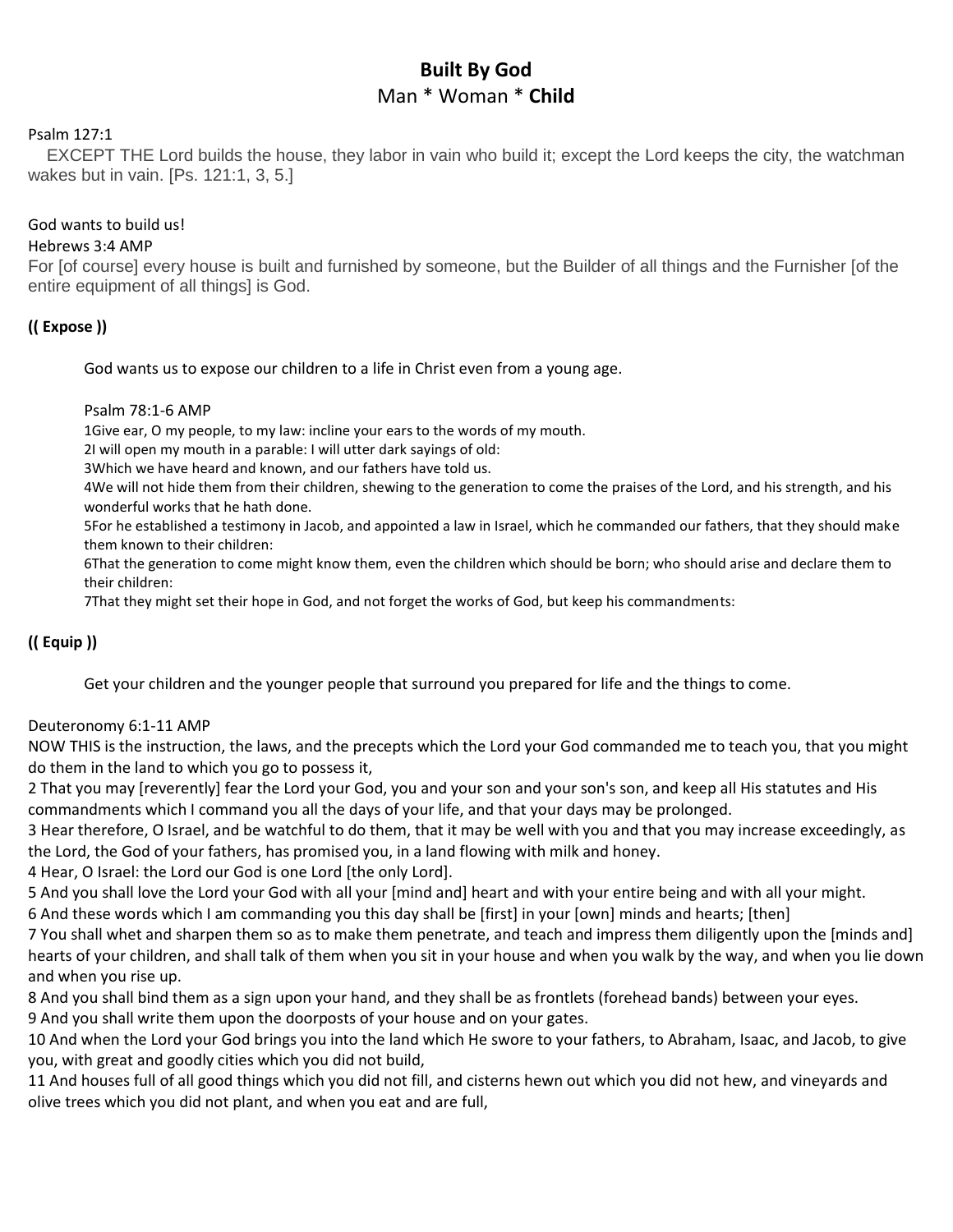# **Built By God**

## Man * Woman * **Child**

Psalm 127:1

EXCEPT THE Lord builds the house, they labor in vain who build it; except the Lord keeps the city, the watchman wakes but in vain. [Ps. 121:1, 3, 5.]

God wants to build us!

Hebrews 3:4 AMP

For [of course] every house is built and furnished by someone, but the Builder of all things and the Furnisher [of the entire equipment of all things] is God.

**(( Expose ))**

God wants us to expose our children to a life in Christ even from a young age.

Psalm 78:1-6 AMP

1Give ear, O my people, to my law: incline your ears to the words of my mouth.

2I will open my mouth in a parable: I will utter dark sayings of old:

3Which we have heard and known, and our fathers have told us.

4We will not hide them from their children, shewing to the generation to come the praises of the Lord, and his strength, and his wonderful works that he hath done.

5For he established a testimony in Jacob, and appointed a law in Israel, which he commanded our fathers, that they should make them known to their children:

6That the generation to come might know them, even the children which should be born; who should arise and declare them to their children:

7That they might set their hope in God, and not forget the works of God, but keep his commandments:

**(( Equip ))**

Get your children and the younger people that surround you prepared for life and the things to come.

Deuteronomy 6:1-11 AMP

NOW THIS is the instruction, the laws, and the precepts which the Lord your God commanded me to teach you, that you might do them in the land to which you go to possess it,

2 That you may [reverently] fear the Lord your God, you and your son and your son's son, and keep all His statutes and His commandments which I command you all the days of your life, and that your days may be prolonged.

3 Hear therefore, O Israel, and be watchful to do them, that it may be well with you and that you may increase exceedingly, as the Lord, the God of your fathers, has promised you, in a land flowing with milk and honey.

4 Hear, O Israel: the Lord our God is one Lord [the only Lord].

5 And you shall love the Lord your God with all your [mind and] heart and with your entire being and with all your might.

6 And these words which I am commanding you this day shall be [first] in your [own] minds and hearts; [then]

7 You shall whet and sharpen them so as to make them penetrate, and teach and impress them diligently upon the [minds and] hearts of your children, and shall talk of them when you sit in your house and when you walk by the way, and when you lie down and when you rise up.

8 And you shall bind them as a sign upon your hand, and they shall be as frontlets (forehead bands) between your eyes.

9 And you shall write them upon the doorposts of your house and on your gates.

10 And when the Lord your God brings you into the land which He swore to your fathers, to Abraham, Isaac, and Jacob, to give you, with great and goodly cities which you did not build,

11 And houses full of all good things which you did not fill, and cisterns hewn out which you did not hew, and vineyards and olive trees which you did not plant, and when you eat and are full,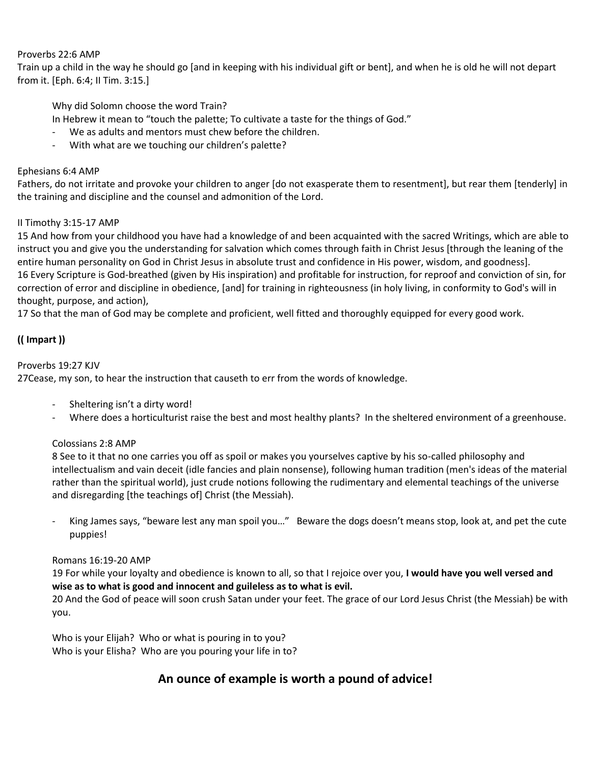Proverbs 22:6 AMP
Train up a child in the way he should go [and in keeping with his individual gift or bent], and when he is old he will not depart from it. [Eph. 6:4; II Tim. 3:15.]

Why did Solomn choose the word Train?
In Hebrew it mean to "touch the palette; To cultivate a taste for the things of God."

- We as adults and mentors must chew before the children.
- With what are we touching our children's palette?

Ephesians 6:4 AMP
Fathers, do not irritate and provoke your children to anger [do not exasperate them to resentment], but rear them [tenderly] in the training and discipline and the counsel and admonition of the Lord.

II Timothy 3:15-17 AMP
15 And how from your childhood you have had a knowledge of and been acquainted with the sacred Writings, which are able to instruct you and give you the understanding for salvation which comes through faith in Christ Jesus [through the leaning of the entire human personality on God in Christ Jesus in absolute trust and confidence in His power, wisdom, and goodness].
16 Every Scripture is God-breathed (given by His inspiration) and profitable for instruction, for reproof and conviction of sin, for correction of error and discipline in obedience, [and] for training in righteousness (in holy living, in conformity to God's will in thought, purpose, and action),
17 So that the man of God may be complete and proficient, well fitted and thoroughly equipped for every good work.

**(( Impart ))**

Proverbs 19:27 KJV
27Cease, my son, to hear the instruction that causeth to err from the words of knowledge.

- Sheltering isn't a dirty word!
- Where does a horticulturist raise the best and most healthy plants? In the sheltered environment of a greenhouse.

Colossians 2:8 AMP
8 See to it that no one carries you off as spoil or makes you yourselves captive by his so-called philosophy and intellectualism and vain deceit (idle fancies and plain nonsense), following human tradition (men's ideas of the material rather than the spiritual world), just crude notions following the rudimentary and elemental teachings of the universe and disregarding [the teachings of] Christ (the Messiah).

- King James says, "beware lest any man spoil you…" Beware the dogs doesn't means stop, look at, and pet the cute puppies!

Romans 16:19-20 AMP
19 For while your loyalty and obedience is known to all, so that I rejoice over you, **I would have you well versed and wise as to what is good and innocent and guileless as to what is evil.**
20 And the God of peace will soon crush Satan under your feet. The grace of our Lord Jesus Christ (the Messiah) be with you.

Who is your Elijah? Who or what is pouring in to you?
Who is your Elisha? Who are you pouring your life in to?

## An ounce of example is worth a pound of advice!